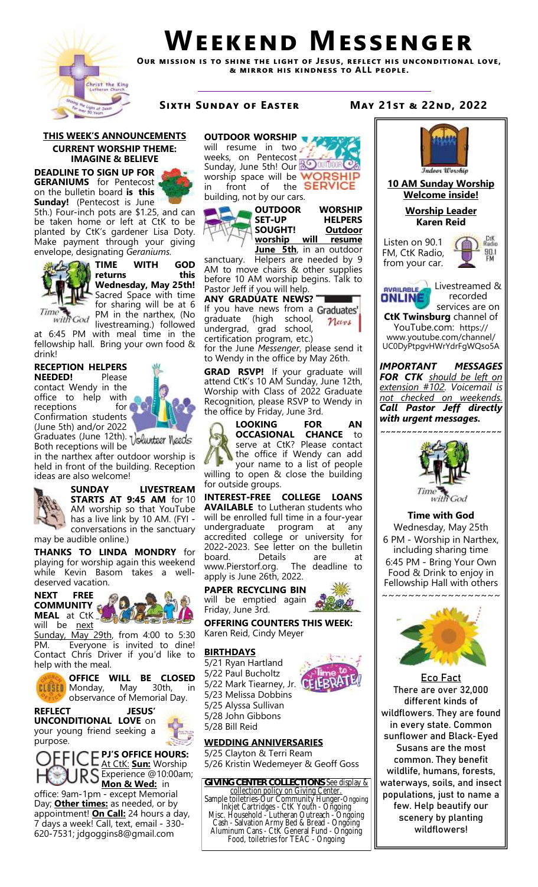# Weekend Messenger

**Our mission is to shine the light of Jesus, reflect his unconditional love, & mirror his kindness to ALL people.**

**Sixth Sunday of Easter** — **May 21st & 22nd, 2022**

## THIS WEEK'S ANNOUNCEMENTS

### CURRENT WORSHIP THEME: IMAGINE & BELIEVE

**DEADLINE TO SIGN UP FOR GERANIUMS** for Pentecost on the bulletin board **is this Sunday!** (Pentecost is June 5th.) Four-inch pots are $1.25, and can be taken home or left at CtK to be planted by CtK's gardener Lisa Doty. Make payment through your giving envelope, designating *Geraniums.*

**TIME WITH GOD returns this Wednesday, May 25th!** Sacred Space with time for sharing will be at 6 PM in the narthex, (No livestreaming.) followed at 6:45 PM with meal time in the fellowship hall. Bring your own food & drink!

**RECEPTION HELPERS NEEDED!** Please contact Wendy in the office to help with receptions for Confirmation students (June 5th) and/or 2022 Graduates (June 12th). Both receptions will be in the narthex after outdoor worship is held in front of the building. Reception ideas are also welcome!

**SUNDAY LIVESTREAM STARTS AT 9:45 AM** for 10 AM worship so that YouTube has a live link by 10 AM. (FYI - conversations in the sanctuary may be audible online.)

**THANKS TO LINDA MONDRY** for playing for worship again this weekend while Kevin Basom takes a well-deserved vacation.

**NEXT FREE COMMUNITY MEAL** at CtK will be next Sunday, May 29th, from 4:00 to 5:30 PM. Everyone is invited to dine! Contact Chris Driver if you'd like to help with the meal.

**OFFICE WILL BE CLOSED** Monday, May 30th, in observance of Memorial Day.

**REFLECT JESUS' UNCONDITIONAL LOVE** on your young friend seeking a purpose.

**PJ'S OFFICE HOURS:** At CtK: **Sun:** Worship Experience @10:00am; **Mon & Wed:** in office: 9am-1pm - except Memorial Day; **Other times:** as needed, or by appointment! **On Call:** 24 hours a day, 7 days a week! Call, text, email - 330-620-7531; jdgoggins8@gmail.com

**OUTDOOR WORSHIP** will resume in two weeks, on Pentecost Sunday, June 5th! Our worship space will be in front of the building, not by our cars.

**OUTDOOR WORSHIP SET-UP HELPERS SOUGHT!** **Outdoor worship will resume June 5th**, in an outdoor sanctuary. Helpers are needed by 9 AM to move chairs & other supplies before 10 AM worship begins. Talk to Pastor Jeff if you will help.

**ANY GRADUATE NEWS?** If you have news from a graduate (high school, undergrad, grad school, certification program, etc.) for the June *Messenger*, please send it to Wendy in the office by May 26th.

**GRAD RSVP!** If your graduate will attend CtK's 10 AM Sunday, June 12th, Worship with Class of 2022 Graduate Recognition, please RSVP to Wendy in the office by Friday, June 3rd.

**LOOKING FOR AN OCCASIONAL CHANCE** to serve at CtK? Please contact the office if Wendy can add your name to a list of people willing to open & close the building for outside groups.

**INTEREST-FREE COLLEGE LOANS AVAILABLE** to Lutheran students who will be enrolled full time in a four-year undergraduate program at any accredited college or university for 2022-2023. See letter on the bulletin board. Details are at www.Pierstorf.org. The deadline to apply is June 26th, 2022.

**PAPER RECYCLING BIN** will be emptied again Friday, June 3rd.

**OFFERING COUNTERS THIS WEEK:** Karen Reid, Cindy Meyer

### BIRTHDAYS

5/21 Ryan Hartland
5/22 Paul Bucholtz
5/22 Mark Tiearney, Jr.
5/23 Melissa Dobbins
5/25 Alyssa Sullivan
5/28 John Gibbons
5/28 Bill Reid

### WEDDING ANNIVERSARIES

5/25 Clayton & Terri Ream
5/26 Kristin Wedemeyer & Geoff Goss

**GIVING CENTER COLLECTIONS** See display & collection policy on Giving Center.
Sample toiletries-Our Community Hunger-Ongoing
Inkjet Cartridges - CtK Youth - Ongoing
Misc. Household - Lutheran Outreach - Ongoing
Cash - Salvation Army Bed & Bread - Ongoing
Aluminum Cans - CtK General Fund - Ongoing
Food, toiletries for TEAC - Ongoing

---

**10 AM Sunday Worship Welcome inside!**

**Worship Leader Karen Reid**

Listen on 90.1 FM, CtK Radio, from your car.

Livestreamed & recorded services are on **CtK Twinsburg** channel of YouTube.com: https://www.youtube.com/channel/UC0DyPtpgvHWrYdrFgWQso5A

***IMPORTANT MESSAGES FOR CTK** should be left on extension #102. Voicemail is not checked on weekends. **Call Pastor Jeff directly with urgent messages.***

**Time with God**
Wednesday, May 25th
6 PM - Worship in Narthex, including sharing time
6:45 PM - Bring Your Own Food & Drink to enjoy in Fellowship Hall with others

**Eco Fact**
There are over 32,000 different kinds of wildflowers. They are found in every state. Common sunflower and Black-Eyed Susans are the most common. They benefit wildlife, humans, forests, waterways, soils, and insect populations, just to name a few. Help beautify our scenery by planting wildflowers!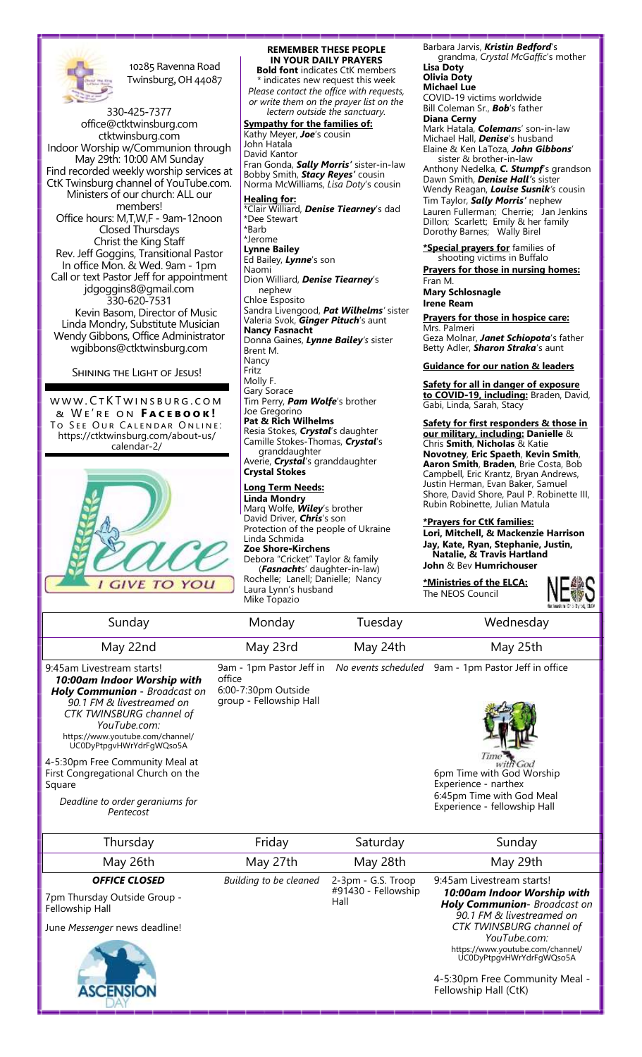10285 Ravenna Road
Twinsburg, OH 44087

330-425-7377
office@ctktwinsburg.com
ctktwinsburg.com
Indoor Worship w/Communion through May 29th: 10:00 AM Sunday
Find recorded weekly worship services at CtK Twinsburg channel of YouTube.com.
Ministers of our church: ALL our members!
Office hours: M,T,W,F - 9am-12noon
Closed Thursdays
Christ the King Staff
Rev. Jeff Goggins, Transitional Pastor
In office Mon. & Wed. 9am - 1pm
Call or text Pastor Jeff for appointment
jdgoggins8@gmail.com
330-620-7531
Kevin Basom, Director of Music
Linda Mondry, Substitute Musician
Wendy Gibbons, Office Administrator
wgibbons@ctktwinsburg.com

Shining the Light of Jesus!

www.CtKTwinsburg.com
& We're on **Facebook!**
To See Our Calendar Online:
https://ctktwinsburg.com/about-us/calendar-2/

Peace I GIVE TO YOU

## REMEMBER THESE PEOPLE IN YOUR DAILY PRAYERS

**Bold font** indicates CtK members
\* indicates new request this week
*Please contact the office with requests, or write them on the prayer list on the lectern outside the sanctuary.*

**Sympathy for the families of:**
Kathy Meyer, ***Joe***'s cousin
John Hatala
David Kantor
Fran Gonda, ***Sally Morris'*** sister-in-law
Bobby Smith, ***Stacy Reyes'*** cousin
Norma McWilliams, *Lisa Doty*'s cousin

**Healing for:**
\*Clair Williard, ***Denise Tiearney***'s dad
\*Dee Stewart
\*Barb
\*Jerome
**Lynne Bailey**
Ed Bailey, ***Lynne***'s son
Naomi
Dion Williard, ***Denise Tiearney***'s nephew
Chloe Esposito
Sandra Livengood, ***Pat Wilhelms'*** sister
Valeria Svok, ***Ginger Pitush***'s aunt
**Nancy Fasnacht**
Donna Gaines, ***Lynne Bailey's*** sister
Brent M.
Nancy
Fritz
Molly F.
Gary Sorace
Tim Perry, ***Pam Wolfe***'s brother
Joe Gregorino
**Pat & Rich Wilhelms**
Resia Stokes, ***Crystal***'s daughter
Camille Stokes-Thomas, ***Crystal***'s granddaughter
Averie, ***Crystal***'s granddaughter
**Crystal Stokes**

**Long Term Needs:**
**Linda Mondry**
Marq Wolfe, ***Wiley***'s brother
David Driver, ***Chris***'s son
Protection of the people of Ukraine
Linda Schmida
**Zoe Shore-Kirchens**
Debora "Cricket" Taylor & family (***Fasnacht***s' daughter-in-law)
Rochelle; Lanell; Danielle; Nancy
Laura Lynn's husband
Mike Topazio
Barbara Jarvis, ***Kristin Bedford***'s grandma, *Crystal McGaffic*'s mother
**Lisa Doty**
**Olivia Doty**
**Michael Lue**
COVID-19 victims worldwide
Bill Coleman Sr., ***Bob***'s father
**Diana Cerny**
Mark Hatala, ***Coleman***s' son-in-law
Michael Hall, ***Denise***'s husband
Elaine & Ken LaToza, ***John Gibbons***' sister & brother-in-law
Anthony Nedelka, ***C. Stumpf***'s grandson
Dawn Smith, ***Denise Hall***'s sister
Wendy Reagan, ***Louise Susnik's*** cousin
Tim Taylor, ***Sally Morris'*** nephew
Lauren Fullerman; Cherrie; Jan Jenkins
Dillon; Scarlett; Emily & her family
Dorothy Barnes; Wally Birel

**\*Special prayers for** families of shooting victims in Buffalo

**Prayers for those in nursing homes:**
Fran M.
**Mary Schlosnagle**
**Irene Ream**

**Prayers for those in hospice care:**
Mrs. Palmeri
Geza Molnar, ***Janet Schiopota***'s father
Betty Adler, ***Sharon Straka***'s aunt

**Guidance for our nation & leaders**

**Safety for all in danger of exposure to COVID-19, including:** Braden, David, Gabi, Linda, Sarah, Stacy

**Safety for first responders & those in our military, including: Danielle** & Chris **Smith**, **Nicholas** & Katie **Novotney**, **Eric Spaeth**, **Kevin Smith**, **Aaron Smith**, **Braden**, Brie Costa, Bob Campbell, Eric Krantz, Bryan Andrews, Justin Herman, Evan Baker, Samuel Shore, David Shore, Paul P. Robinette III, Rubin Robinette, Julian Matula

**\*Prayers for CtK families:**
**Lori, Mitchell, & Mackenzie Harrison**
**Jay, Kate, Ryan, Stephanie, Justin, Natalie, & Travis Hartland**
**John** & Bev **Humrichouser**

**\*Ministries of the ELCA:**
The NEOS Council

| Sunday | Monday | Tuesday | Wednesday |
|---|---|---|---|
| May 22nd | May 23rd | May 24th | May 25th |
| 9:45am Livestream starts! ***10:00am Indoor Worship with Holy Communion** - Broadcast on 90.1 FM & livestreamed on CTK TWINSBURG channel of YouTube.com:* https://www.youtube.com/channel/UC0DyPtpgvHWrYdrFgWQso5A<br>4-5:30pm Free Community Meal at First Congregational Church on the Square<br>*Deadline to order geraniums for Pentecost* | 9am - 1pm Pastor Jeff in office<br>6:00-7:30pm Outside group - Fellowship Hall | *No events scheduled* | 9am - 1pm Pastor Jeff in office<br>Time with God<br>6pm Time with God Worship Experience - narthex<br>6:45pm Time with God Meal Experience - fellowship Hall |

| Thursday | Friday | Saturday | Sunday |
|---|---|---|---|
| May 26th | May 27th | May 28th | May 29th |
| ***OFFICE CLOSED***<br>7pm Thursday Outside Group - Fellowship Hall<br>June *Messenger* news deadline!<br>ASCENSION DAY | *Building to be cleaned* | 2-3pm - G.S. Troop #91430 - Fellowship Hall | 9:45am Livestream starts! ***10:00am Indoor Worship with Holy Communion**- Broadcast on 90.1 FM & livestreamed on CTK TWINSBURG channel of YouTube.com:* https://www.youtube.com/channel/UC0DyPtpgvHWrYdrFgWQso5A<br>4-5:30pm Free Community Meal - Fellowship Hall (CtK) |